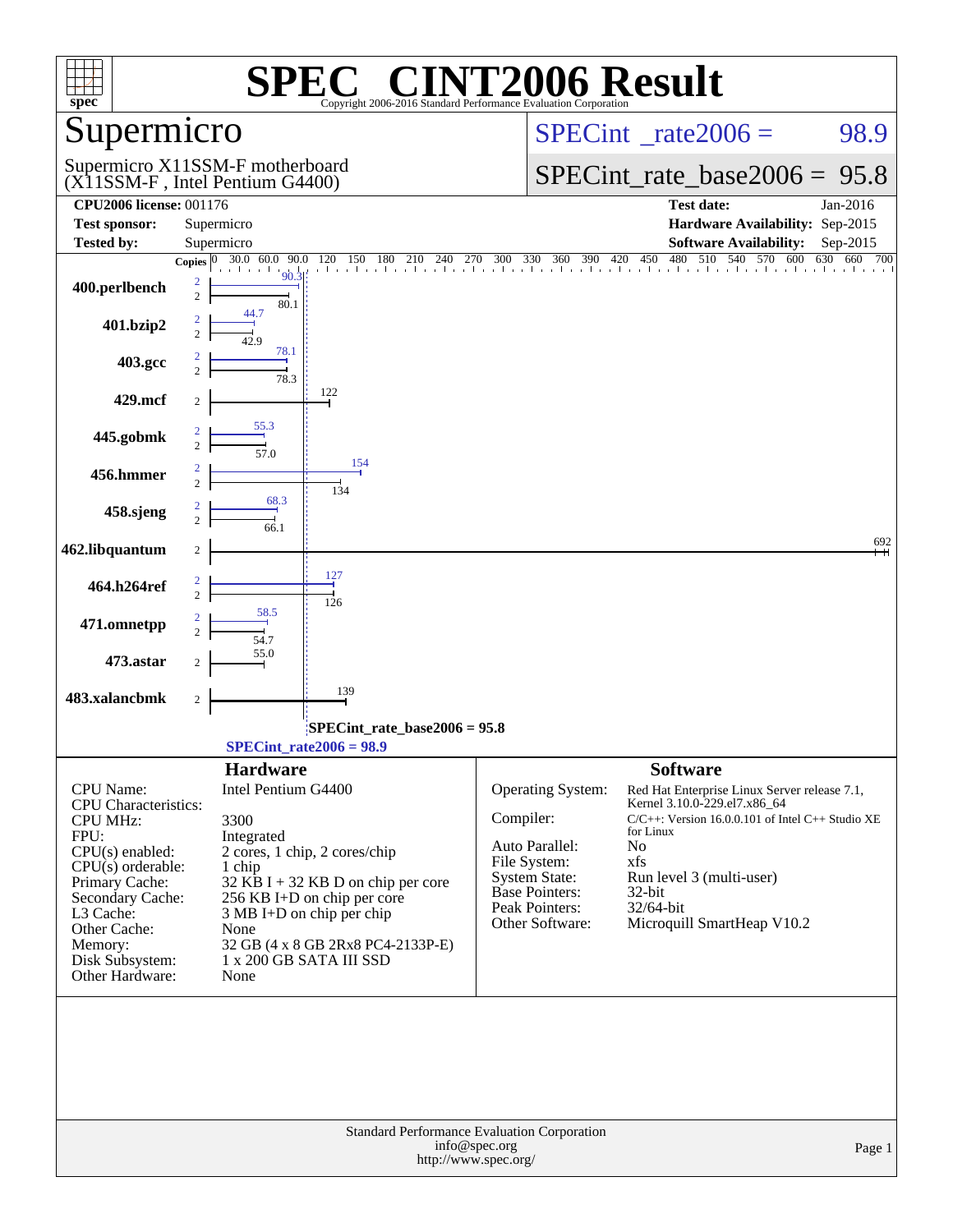# SPEC CINT2006 Result

Copyright 2006-2016 Standard Performance Evaluation Corporation

## Supermicro

Supermicro X11SSM-F motherboard
(X11SSM-F , Intel Pentium G4400)

SPECint_rate2006 = 98.9

SPECint_rate_base2006 = 95.8

**CPU2006 license:** 001176
**Test sponsor:** Supermicro
**Tested by:** Supermicro

**Test date:** Jan-2016
**Hardware Availability:** Sep-2015
**Software Availability:** Sep-2015

| Benchmark | Copies (peak) | Peak | Copies (base) | Base |
|---|---|---|---|---|
| 400.perlbench | 2 | 90.3 | 2 | 80.1 |
| 401.bzip2 | 2 | 44.7 | 2 | 42.9 |
| 403.gcc | 2 | 78.1 | 2 | 78.3 |
| 429.mcf | | | 2 | 122 |
| 445.gobmk | 2 | 55.3 | 2 | 57.0 |
| 456.hmmer | 2 | 154 | 2 | 134 |
| 458.sjeng | 2 | 68.3 | 2 | 66.1 |
| 462.libquantum | | | 2 | 692 |
| 464.h264ref | 2 | 127 | 2 | 126 |
| 471.omnetpp | 2 | 58.5 | 2 | 54.7 |
| 473.astar | | | 2 | 55.0 |
| 483.xalancbmk | | | 2 | 139 |

SPECint_rate_base2006 = 95.8

SPECint_rate2006 = 98.9

## Hardware

| | |
|---|---|
| CPU Name: | Intel Pentium G4400 |
| CPU Characteristics: | |
| CPU MHz: | 3300 |
| FPU: | Integrated |
| CPU(s) enabled: | 2 cores, 1 chip, 2 cores/chip |
| CPU(s) orderable: | 1 chip |
| Primary Cache: | 32 KB I + 32 KB D on chip per core |
| Secondary Cache: | 256 KB I+D on chip per core |
| L3 Cache: | 3 MB I+D on chip per chip |
| Other Cache: | None |
| Memory: | 32 GB (4 x 8 GB 2Rx8 PC4-2133P-E) |
| Disk Subsystem: | 1 x 200 GB SATA III SSD |
| Other Hardware: | None |

## Software

| | |
|---|---|
| Operating System: | Red Hat Enterprise Linux Server release 7.1, Kernel 3.10.0-229.el7.x86_64 |
| Compiler: | C/C++: Version 16.0.0.101 of Intel C++ Studio XE for Linux |
| Auto Parallel: | No |
| File System: | xfs |
| System State: | Run level 3 (multi-user) |
| Base Pointers: | 32-bit |
| Peak Pointers: | 32/64-bit |
| Other Software: | Microquill SmartHeap V10.2 |

Standard Performance Evaluation Corporation
info@spec.org
http://www.spec.org/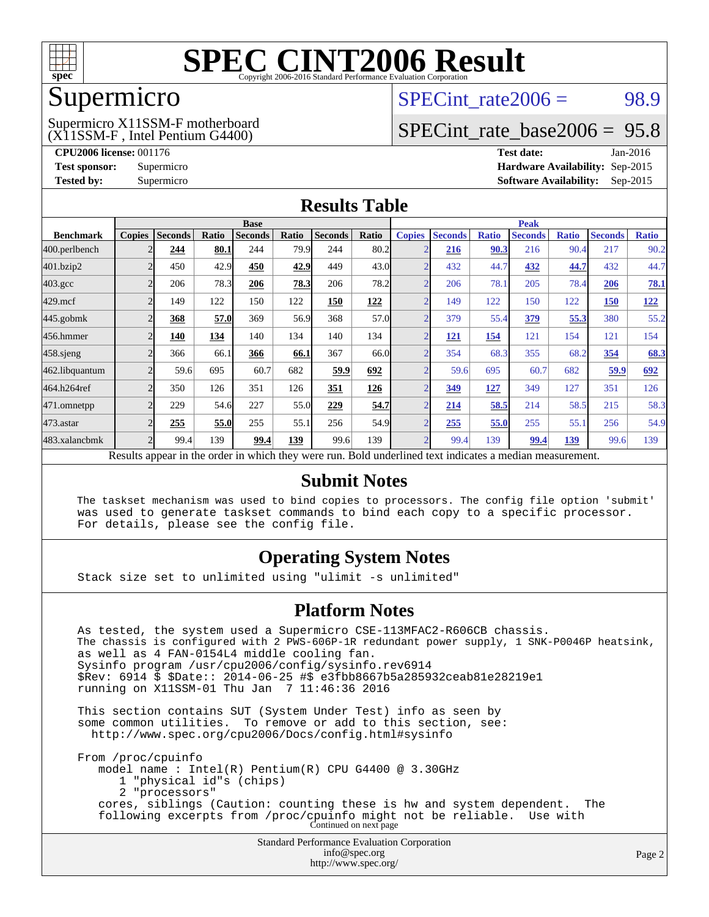# SPEC CINT2006 Result

Copyright 2006-2016 Standard Performance Evaluation Corporation

## Supermicro

Supermicro X11SSM-F motherboard
(X11SSM-F , Intel Pentium G4400)

SPECint_rate2006 = 98.9

SPECint_rate_base2006 = 95.8

**CPU2006 license:** 001176
**Test sponsor:** Supermicro
**Tested by:** Supermicro

**Test date:** Jan-2016
**Hardware Availability:** Sep-2015
**Software Availability:** Sep-2015

## Results Table

| Benchmark | Base | | | | | | | Peak | | | | | | |
|---|---|---|---|---|---|---|---|---|---|---|---|---|---|---|
| | Copies | Seconds | Ratio | Seconds | Ratio | Seconds | Ratio | Copies | Seconds | Ratio | Seconds | Ratio | Seconds | Ratio |
| 400.perlbench | 2 | **244** | **80.1** | 244 | 79.9 | 244 | 80.2 | 2 | **216** | **90.3** | 216 | 90.4 | 217 | 90.2 |
| 401.bzip2 | 2 | 450 | 42.9 | **450** | **42.9** | 449 | 43.0 | 2 | 432 | 44.7 | **432** | **44.7** | 432 | 44.7 |
| 403.gcc | 2 | 206 | 78.3 | **206** | **78.3** | 206 | 78.2 | 2 | 206 | 78.1 | 205 | 78.4 | **206** | **78.1** |
| 429.mcf | 2 | 149 | 122 | 150 | 122 | **150** | **122** | 2 | 149 | 122 | 150 | 122 | **150** | **122** |
| 445.gobmk | 2 | **368** | **57.0** | 369 | 56.9 | 368 | 57.0 | 2 | 379 | 55.4 | **379** | **55.3** | 380 | 55.2 |
| 456.hmmer | 2 | **140** | **134** | 140 | 134 | 140 | 134 | 2 | **121** | **154** | 121 | 154 | 121 | 154 |
| 458.sjeng | 2 | 366 | 66.1 | **366** | **66.1** | 367 | 66.0 | 2 | 354 | 68.3 | 355 | 68.2 | **354** | **68.3** |
| 462.libquantum | 2 | 59.6 | 695 | 60.7 | 682 | **59.9** | **692** | 2 | 59.6 | 695 | 60.7 | 682 | **59.9** | **692** |
| 464.h264ref | 2 | 350 | 126 | 351 | 126 | **351** | **126** | 2 | **349** | **127** | 349 | 127 | 351 | 126 |
| 471.omnetpp | 2 | 229 | 54.6 | 227 | 55.0 | **229** | **54.7** | 2 | **214** | **58.5** | 214 | 58.5 | 215 | 58.3 |
| 473.astar | 2 | **255** | **55.0** | 255 | 55.1 | 256 | 54.9 | 2 | **255** | **55.0** | 255 | 55.1 | 256 | 54.9 |
| 483.xalancbmk | 2 | 99.4 | 139 | **99.4** | **139** | 99.6 | 139 | 2 | 99.4 | 139 | **99.4** | **139** | 99.6 | 139 |

Results appear in the order in which they were run. Bold underlined text indicates a median measurement.

## Submit Notes

```
The taskset mechanism was used to bind copies to processors. The config file option 'submit'
was used to generate taskset commands to bind each copy to a specific processor.
For details, please see the config file.
```

## Operating System Notes

```
Stack size set to unlimited using "ulimit -s unlimited"
```

## Platform Notes

```
As tested, the system used a Supermicro CSE-113MFAC2-R606CB chassis.
The chassis is configured with 2 PWS-606P-1R redundant power supply, 1 SNK-P0046P heatsink,
as well as 4 FAN-0154L4 middle cooling fan.
Sysinfo program /usr/cpu2006/config/sysinfo.rev6914
$Rev: 6914 $ $Date:: 2014-06-25 #$ e3fbb8667b5a285932ceab81e28219e1
running on X11SSM-01 Thu Jan  7 11:46:36 2016

This section contains SUT (System Under Test) info as seen by
some common utilities.  To remove or add to this section, see:
  http://www.spec.org/cpu2006/Docs/config.html#sysinfo

From /proc/cpuinfo
   model name : Intel(R) Pentium(R) CPU G4400 @ 3.30GHz
      1 "physical id"s (chips)
      2 "processors"
   cores, siblings (Caution: counting these is hw and system dependent.  The
   following excerpts from /proc/cpuinfo might not be reliable.  Use with
```

Continued on next page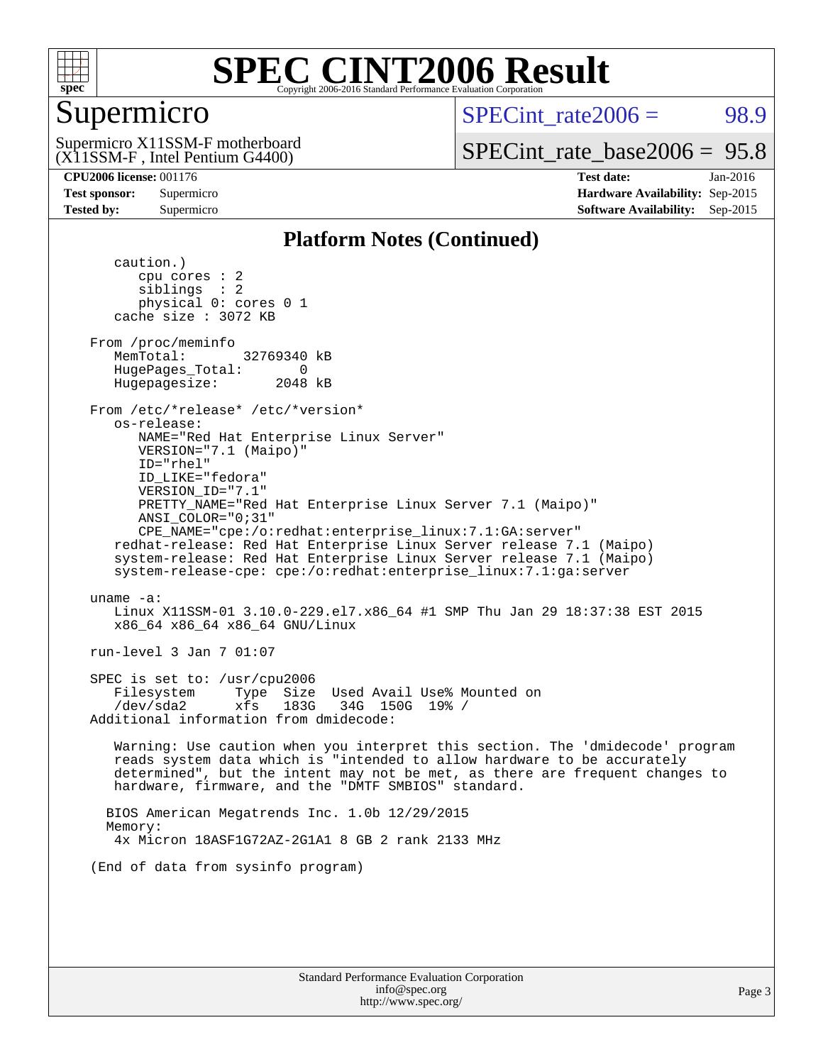## Platform Notes (Continued)

```
      caution.)
         cpu cores : 2
         siblings  : 2
         physical 0: cores 0 1
      cache size : 3072 KB

   From /proc/meminfo
      MemTotal:       32769340 kB
      HugePages_Total:       0
      Hugepagesize:       2048 kB

   From /etc/*release* /etc/*version*
      os-release:
         NAME="Red Hat Enterprise Linux Server"
         VERSION="7.1 (Maipo)"
         ID="rhel"
         ID_LIKE="fedora"
         VERSION_ID="7.1"
         PRETTY_NAME="Red Hat Enterprise Linux Server 7.1 (Maipo)"
         ANSI_COLOR="0;31"
         CPE_NAME="cpe:/o:redhat:enterprise_linux:7.1:GA:server"
      redhat-release: Red Hat Enterprise Linux Server release 7.1 (Maipo)
      system-release: Red Hat Enterprise Linux Server release 7.1 (Maipo)
      system-release-cpe: cpe:/o:redhat:enterprise_linux:7.1:ga:server

   uname -a:
      Linux X11SSM-01 3.10.0-229.el7.x86_64 #1 SMP Thu Jan 29 18:37:38 EST 2015
      x86_64 x86_64 x86_64 GNU/Linux

   run-level 3 Jan 7 01:07

   SPEC is set to: /usr/cpu2006
      Filesystem     Type  Size  Used Avail Use% Mounted on
      /dev/sda2      xfs   183G   34G  150G  19% /
   Additional information from dmidecode:

      Warning: Use caution when you interpret this section. The 'dmidecode' program
      reads system data which is "intended to allow hardware to be accurately
      determined", but the intent may not be met, as there are frequent changes to
      hardware, firmware, and the "DMTF SMBIOS" standard.

     BIOS American Megatrends Inc. 1.0b 12/29/2015
     Memory:
      4x Micron 18ASF1G72AZ-2G1A1 8 GB 2 rank 2133 MHz

   (End of data from sysinfo program)
```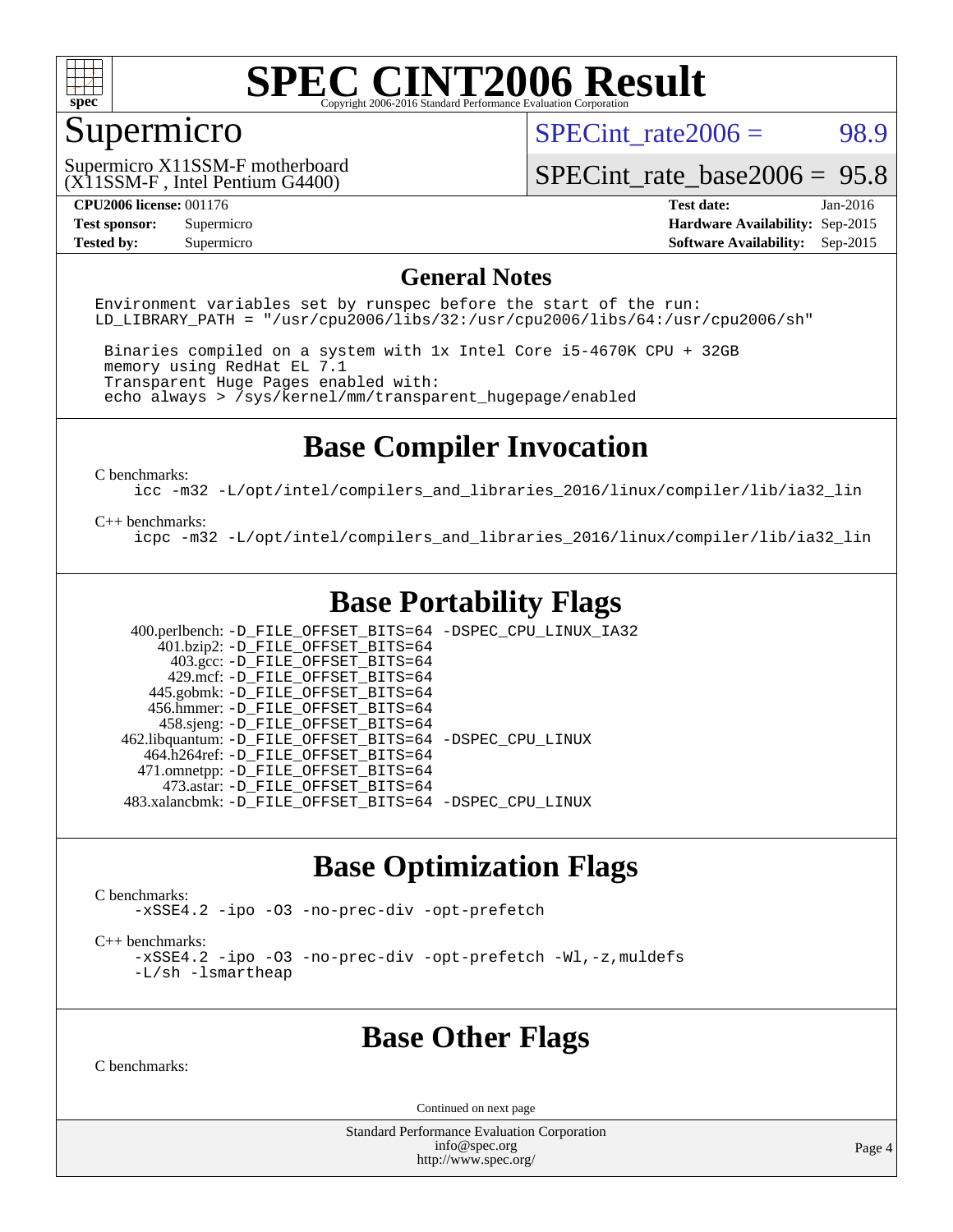# SPEC CINT2006 Result

Copyright 2006-2016 Standard Performance Evaluation Corporation

## Supermicro

Supermicro X11SSM-F motherboard
(X11SSM-F , Intel Pentium G4400)

SPECint_rate2006 = 98.9

SPECint_rate_base2006 = 95.8

| | | | |
|---|---|---|---|
| **CPU2006 license:** 001176 | | **Test date:** | Jan-2016 |
| **Test sponsor:** | Supermicro | **Hardware Availability:** | Sep-2015 |
| **Tested by:** | Supermicro | **Software Availability:** | Sep-2015 |

## General Notes

```
Environment variables set by runspec before the start of the run:
LD_LIBRARY_PATH = "/usr/cpu2006/libs/32:/usr/cpu2006/libs/64:/usr/cpu2006/sh"

 Binaries compiled on a system with 1x Intel Core i5-4670K CPU + 32GB
 memory using RedHat EL 7.1
 Transparent Huge Pages enabled with:
 echo always > /sys/kernel/mm/transparent_hugepage/enabled
```

## Base Compiler Invocation

C benchmarks:

```
icc -m32 -L/opt/intel/compilers_and_libraries_2016/linux/compiler/lib/ia32_lin
```

C++ benchmarks:

```
icpc -m32 -L/opt/intel/compilers_and_libraries_2016/linux/compiler/lib/ia32_lin
```

## Base Portability Flags

```
 400.perlbench: -D_FILE_OFFSET_BITS=64 -DSPEC_CPU_LINUX_IA32
     401.bzip2: -D_FILE_OFFSET_BITS=64
       403.gcc: -D_FILE_OFFSET_BITS=64
       429.mcf: -D_FILE_OFFSET_BITS=64
     445.gobmk: -D_FILE_OFFSET_BITS=64
     456.hmmer: -D_FILE_OFFSET_BITS=64
     458.sjeng: -D_FILE_OFFSET_BITS=64
462.libquantum: -D_FILE_OFFSET_BITS=64 -DSPEC_CPU_LINUX
   464.h264ref: -D_FILE_OFFSET_BITS=64
   471.omnetpp: -D_FILE_OFFSET_BITS=64
     473.astar: -D_FILE_OFFSET_BITS=64
 483.xalancbmk: -D_FILE_OFFSET_BITS=64 -DSPEC_CPU_LINUX
```

## Base Optimization Flags

C benchmarks:

```
-xSSE4.2 -ipo -O3 -no-prec-div -opt-prefetch
```

C++ benchmarks:

```
-xSSE4.2 -ipo -O3 -no-prec-div -opt-prefetch -Wl,-z,muldefs
-L/sh -lsmartheap
```

## Base Other Flags

C benchmarks:

Continued on next page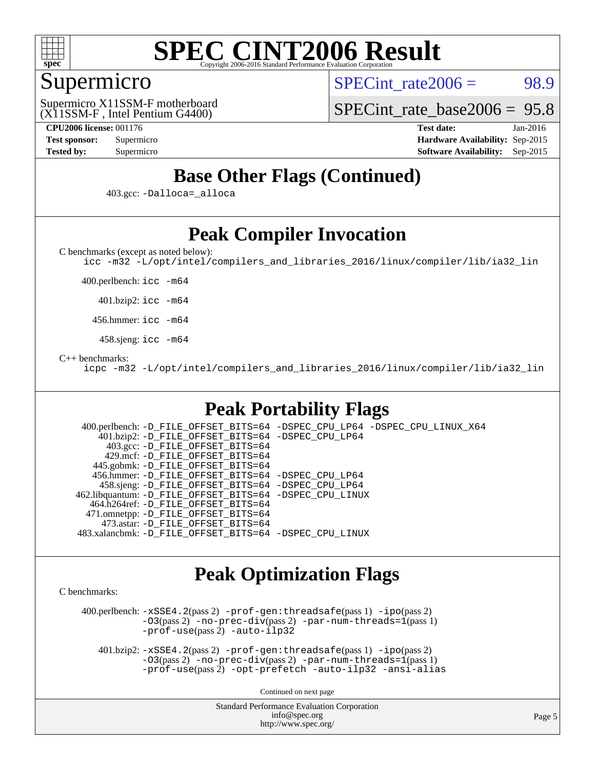# SPEC CINT2006 Result

## Supermicro

Supermicro X11SSM-F motherboard
(X11SSM-F , Intel Pentium G4400)

SPECint_rate2006 = 98.9

SPECint_rate_base2006 = 95.8

**CPU2006 license:** 001176
**Test sponsor:** Supermicro
**Tested by:** Supermicro

**Test date:** Jan-2016
**Hardware Availability:** Sep-2015
**Software Availability:** Sep-2015

## Base Other Flags (Continued)

403.gcc: `-Dalloca=_alloca`

## Peak Compiler Invocation

C benchmarks (except as noted below):
`icc -m32 -L/opt/intel/compilers_and_libraries_2016/linux/compiler/lib/ia32_lin`

400.perlbench: `icc -m64`

401.bzip2: `icc -m64`

456.hmmer: `icc -m64`

458.sjeng: `icc -m64`

C++ benchmarks:
`icpc -m32 -L/opt/intel/compilers_and_libraries_2016/linux/compiler/lib/ia32_lin`

## Peak Portability Flags

400.perlbench: `-D_FILE_OFFSET_BITS=64 -DSPEC_CPU_LP64 -DSPEC_CPU_LINUX_X64`
401.bzip2: `-D_FILE_OFFSET_BITS=64 -DSPEC_CPU_LP64`
403.gcc: `-D_FILE_OFFSET_BITS=64`
429.mcf: `-D_FILE_OFFSET_BITS=64`
445.gobmk: `-D_FILE_OFFSET_BITS=64`
456.hmmer: `-D_FILE_OFFSET_BITS=64 -DSPEC_CPU_LP64`
458.sjeng: `-D_FILE_OFFSET_BITS=64 -DSPEC_CPU_LP64`
462.libquantum: `-D_FILE_OFFSET_BITS=64 -DSPEC_CPU_LINUX`
464.h264ref: `-D_FILE_OFFSET_BITS=64`
471.omnetpp: `-D_FILE_OFFSET_BITS=64`
473.astar: `-D_FILE_OFFSET_BITS=64`
483.xalancbmk: `-D_FILE_OFFSET_BITS=64 -DSPEC_CPU_LINUX`

## Peak Optimization Flags

C benchmarks:

400.perlbench: `-xSSE4.2`(pass 2) `-prof-gen:threadsafe`(pass 1) `-ipo`(pass 2) `-O3`(pass 2) `-no-prec-div`(pass 2) `-par-num-threads=1`(pass 1) `-prof-use`(pass 2) `-auto-ilp32`

401.bzip2: `-xSSE4.2`(pass 2) `-prof-gen:threadsafe`(pass 1) `-ipo`(pass 2) `-O3`(pass 2) `-no-prec-div`(pass 2) `-par-num-threads=1`(pass 1) `-prof-use`(pass 2) `-opt-prefetch -auto-ilp32 -ansi-alias`

Continued on next page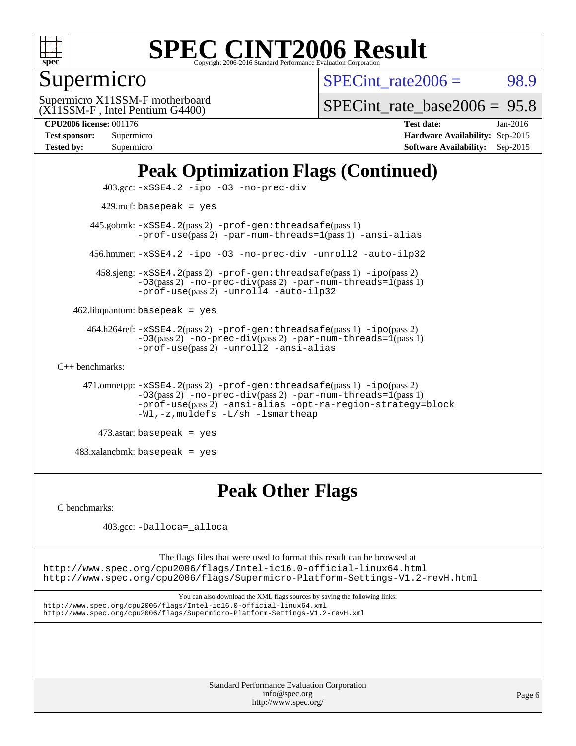# SPEC CINT2006 Result

Copyright 2006-2016 Standard Performance Evaluation Corporation

## Supermicro

Supermicro X11SSM-F motherboard
(X11SSM-F , Intel Pentium G4400)

SPECint_rate2006 = 98.9

SPECint_rate_base2006 = 95.8

**CPU2006 license:** 001176
**Test sponsor:** Supermicro
**Tested by:** Supermicro

**Test date:** Jan-2016
**Hardware Availability:** Sep-2015
**Software Availability:** Sep-2015

## Peak Optimization Flags (Continued)

403.gcc: `-xSSE4.2 -ipo -O3 -no-prec-div`

429.mcf: `basepeak = yes`

445.gobmk: `-xSSE4.2`(pass 2) `-prof-gen:threadsafe`(pass 1) `-prof-use`(pass 2) `-par-num-threads=1`(pass 1) `-ansi-alias`

456.hmmer: `-xSSE4.2 -ipo -O3 -no-prec-div -unroll2 -auto-ilp32`

458.sjeng: `-xSSE4.2`(pass 2) `-prof-gen:threadsafe`(pass 1) `-ipo`(pass 2) `-O3`(pass 2) `-no-prec-div`(pass 2) `-par-num-threads=1`(pass 1) `-prof-use`(pass 2) `-unroll4 -auto-ilp32`

462.libquantum: `basepeak = yes`

464.h264ref: `-xSSE4.2`(pass 2) `-prof-gen:threadsafe`(pass 1) `-ipo`(pass 2) `-O3`(pass 2) `-no-prec-div`(pass 2) `-par-num-threads=1`(pass 1) `-prof-use`(pass 2) `-unroll2 -ansi-alias`

C++ benchmarks:

471.omnetpp: `-xSSE4.2`(pass 2) `-prof-gen:threadsafe`(pass 1) `-ipo`(pass 2) `-O3`(pass 2) `-no-prec-div`(pass 2) `-par-num-threads=1`(pass 1) `-prof-use`(pass 2) `-ansi-alias -opt-ra-region-strategy=block -Wl,-z,muldefs -L/sh -lsmartheap`

473.astar: `basepeak = yes`

483.xalancbmk: `basepeak = yes`

## Peak Other Flags

C benchmarks:

403.gcc: `-Dalloca=_alloca`

The flags files that were used to format this result can be browsed at
http://www.spec.org/cpu2006/flags/Intel-ic16.0-official-linux64.html
http://www.spec.org/cpu2006/flags/Supermicro-Platform-Settings-V1.2-revH.html

You can also download the XML flags sources by saving the following links:
http://www.spec.org/cpu2006/flags/Intel-ic16.0-official-linux64.xml
http://www.spec.org/cpu2006/flags/Supermicro-Platform-Settings-V1.2-revH.xml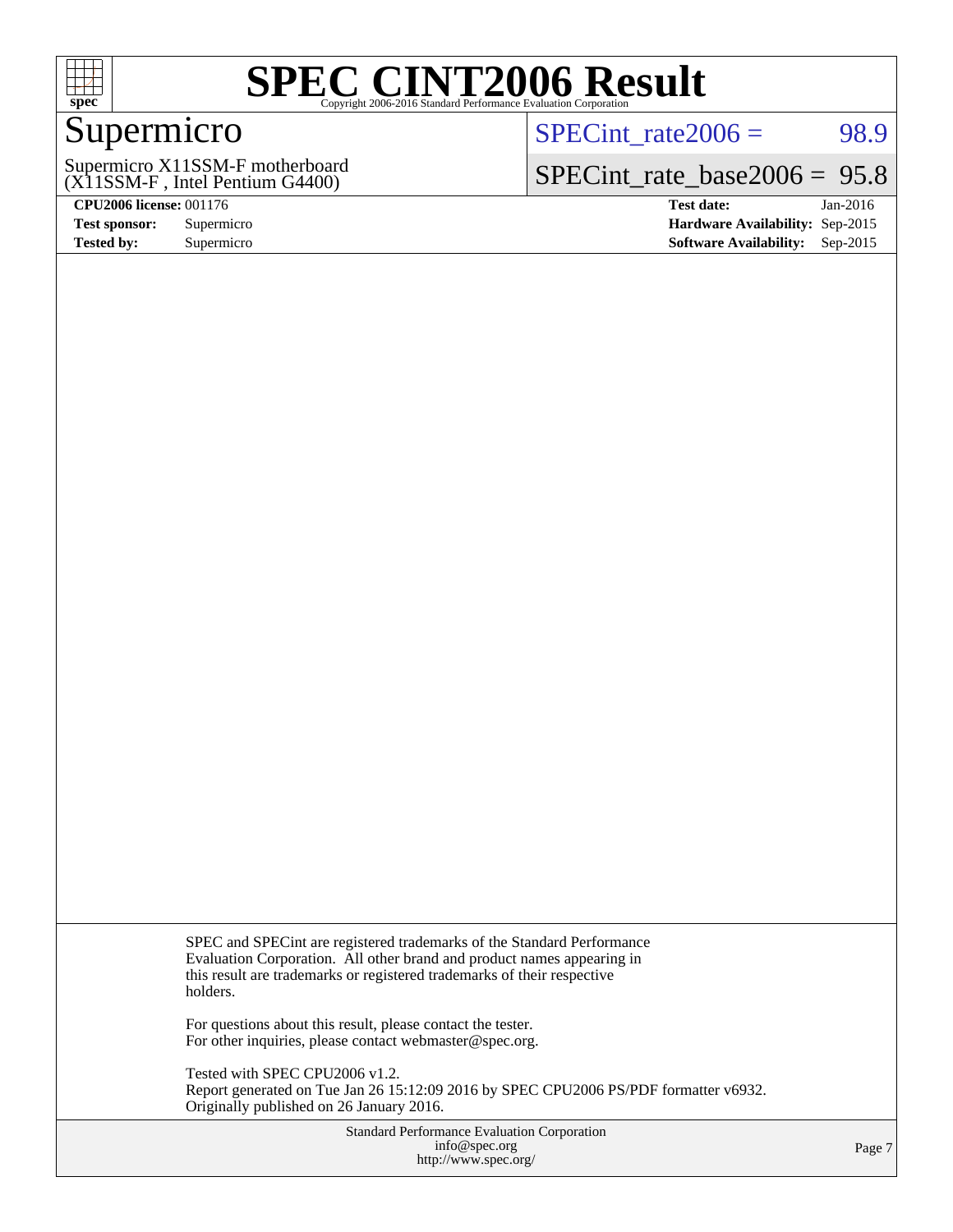SPEC and SPECint are registered trademarks of the Standard Performance Evaluation Corporation. All other brand and product names appearing in this result are trademarks or registered trademarks of their respective holders.

For questions about this result, please contact the tester.
For other inquiries, please contact webmaster@spec.org.

Tested with SPEC CPU2006 v1.2.
Report generated on Tue Jan 26 15:12:09 2016 by SPEC CPU2006 PS/PDF formatter v6932.
Originally published on 26 January 2016.